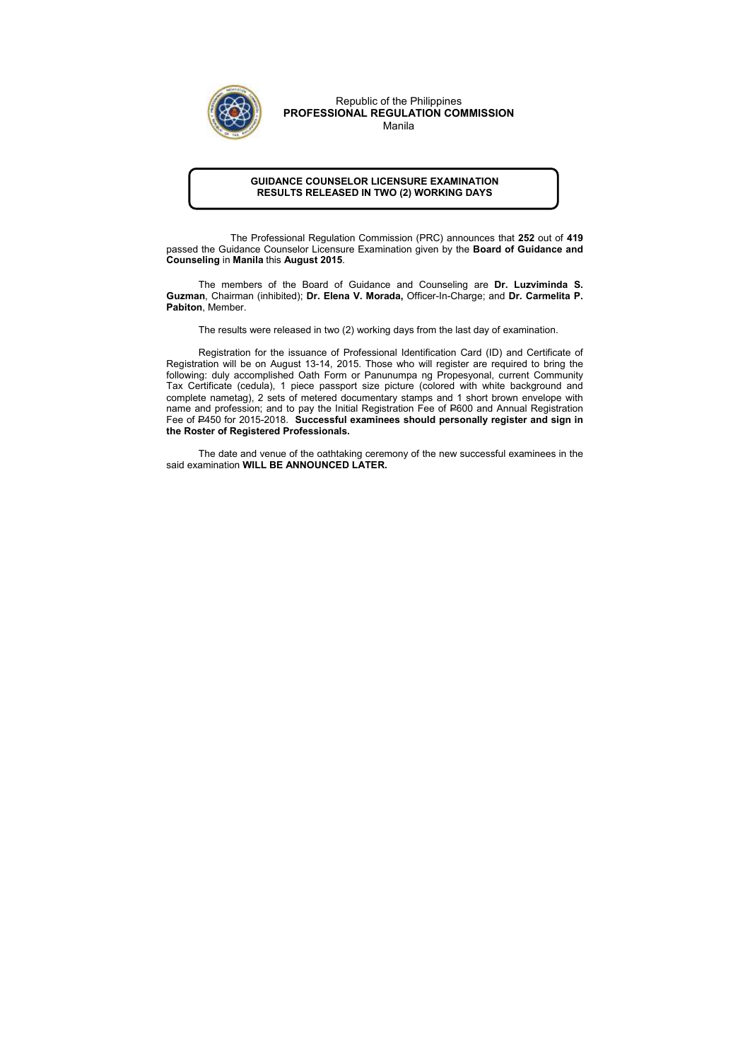Republic of the Philippines
**PROFESSIONAL REGULATION COMMISSION**
Manila

**GUIDANCE COUNSELOR LICENSURE EXAMINATION**
**RESULTS RELEASED IN TWO (2) WORKING DAYS**

The Professional Regulation Commission (PRC) announces that **252** out of **419** passed the Guidance Counselor Licensure Examination given by the **Board of Guidance and Counseling** in **Manila** this **August 2015**.

The members of the Board of Guidance and Counseling are **Dr. Luzviminda S. Guzman**, Chairman (inhibited); **Dr. Elena V. Morada,** Officer-In-Charge; and **Dr. Carmelita P. Pabiton**, Member.

The results were released in two (2) working days from the last day of examination.

Registration for the issuance of Professional Identification Card (ID) and Certificate of Registration will be on August 13-14, 2015. Those who will register are required to bring the following: duly accomplished Oath Form or Panunumpa ng Propesyonal, current Community Tax Certificate (cedula), 1 piece passport size picture (colored with white background and complete nametag), 2 sets of metered documentary stamps and 1 short brown envelope with name and profession; and to pay the Initial Registration Fee of ₱600 and Annual Registration Fee of ₱450 for 2015-2018. **Successful examinees should personally register and sign in the Roster of Registered Professionals.**

The date and venue of the oathtaking ceremony of the new successful examinees in the said examination **WILL BE ANNOUNCED LATER.**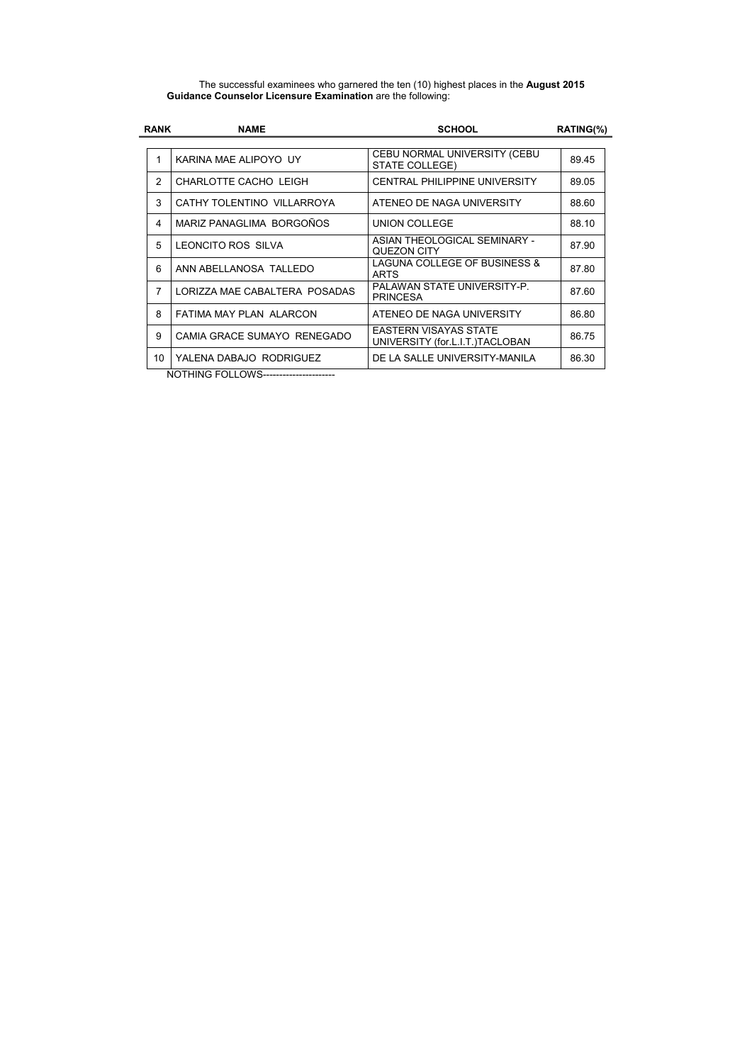The successful examinees who garnered the ten (10) highest places in the **August 2015 Guidance Counselor Licensure Examination** are the following:

| RANK | NAME | SCHOOL | RATING(%) |
|---|---|---|---|
| 1 | KARINA MAE ALIPOYO UY | CEBU NORMAL UNIVERSITY (CEBU STATE COLLEGE) | 89.45 |
| 2 | CHARLOTTE CACHO LEIGH | CENTRAL PHILIPPINE UNIVERSITY | 89.05 |
| 3 | CATHY TOLENTINO VILLARROYA | ATENEO DE NAGA UNIVERSITY | 88.60 |
| 4 | MARIZ PANAGLIMA BORGOÑOS | UNION COLLEGE | 88.10 |
| 5 | LEONCITO ROS SILVA | ASIAN THEOLOGICAL SEMINARY - QUEZON CITY | 87.90 |
| 6 | ANN ABELLANOSA TALLEDO | LAGUNA COLLEGE OF BUSINESS & ARTS | 87.80 |
| 7 | LORIZZA MAE CABALTERA POSADAS | PALAWAN STATE UNIVERSITY-P. PRINCESA | 87.60 |
| 8 | FATIMA MAY PLAN ALARCON | ATENEO DE NAGA UNIVERSITY | 86.80 |
| 9 | CAMIA GRACE SUMAYO RENEGADO | EASTERN VISAYAS STATE UNIVERSITY (for.L.I.T.)TACLOBAN | 86.75 |
| 10 | YALENA DABAJO RODRIGUEZ | DE LA SALLE UNIVERSITY-MANILA | 86.30 |

NOTHING FOLLOWS----------------------